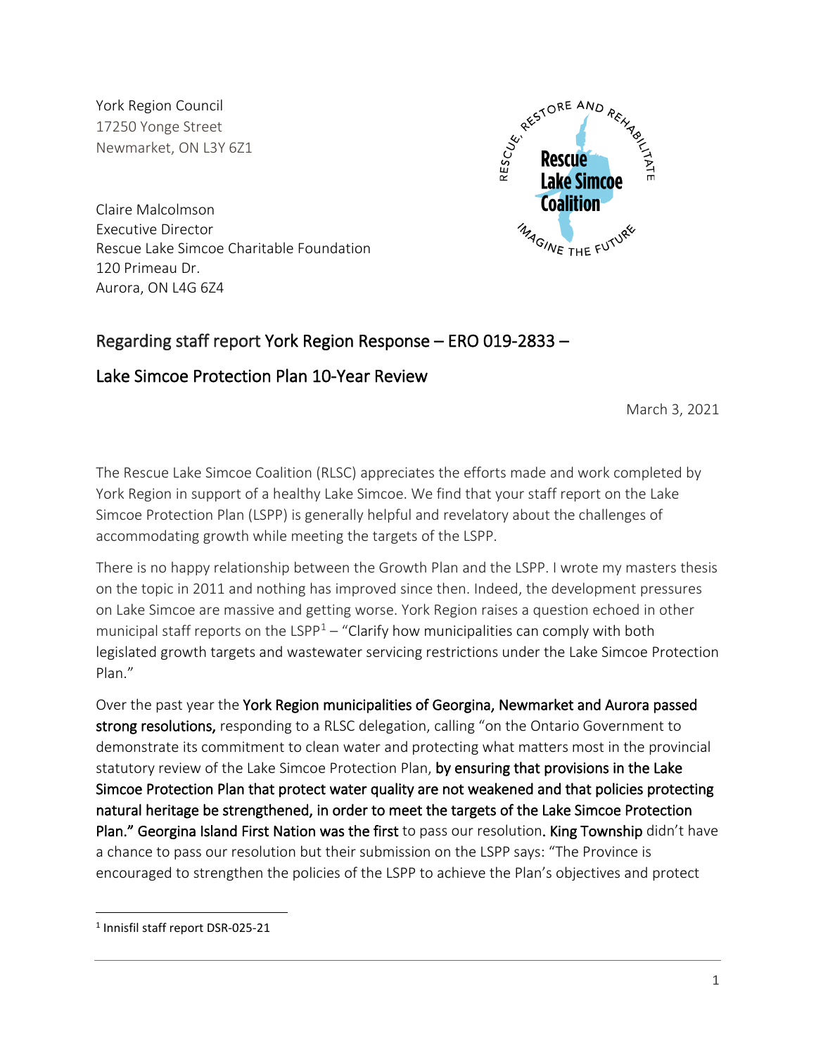York Region Council
17250 Yonge Street
Newmarket, ON L3Y 6Z1

Claire Malcolmson
Executive Director
Rescue Lake Simcoe Charitable Foundation
120 Primeau Dr.
Aurora, ON L4G 6Z4

## Regarding staff report York Region Response – ERO 019-2833 – Lake Simcoe Protection Plan 10-Year Review

March 3, 2021

The Rescue Lake Simcoe Coalition (RLSC) appreciates the efforts made and work completed by York Region in support of a healthy Lake Simcoe. We find that your staff report on the Lake Simcoe Protection Plan (LSPP) is generally helpful and revelatory about the challenges of accommodating growth while meeting the targets of the LSPP.

There is no happy relationship between the Growth Plan and the LSPP. I wrote my masters thesis on the topic in 2011 and nothing has improved since then. Indeed, the development pressures on Lake Simcoe are massive and getting worse. York Region raises a question echoed in other municipal staff reports on the LSPP[1] – "Clarify how municipalities can comply with both legislated growth targets and wastewater servicing restrictions under the Lake Simcoe Protection Plan."

Over the past year the **York Region municipalities of Georgina, Newmarket and Aurora passed strong resolutions,** responding to a RLSC delegation, calling "on the Ontario Government to demonstrate its commitment to clean water and protecting what matters most in the provincial statutory review of the Lake Simcoe Protection Plan, **by ensuring that provisions in the Lake Simcoe Protection Plan that protect water quality are not weakened and that policies protecting natural heritage be strengthened, in order to meet the targets of the Lake Simcoe Protection Plan." Georgina Island First Nation was the first** to pass our resolution**. King Township** didn't have a chance to pass our resolution but their submission on the LSPP says: "The Province is encouraged to strengthen the policies of the LSPP to achieve the Plan's objectives and protect

[1] Innisfil staff report DSR-025-21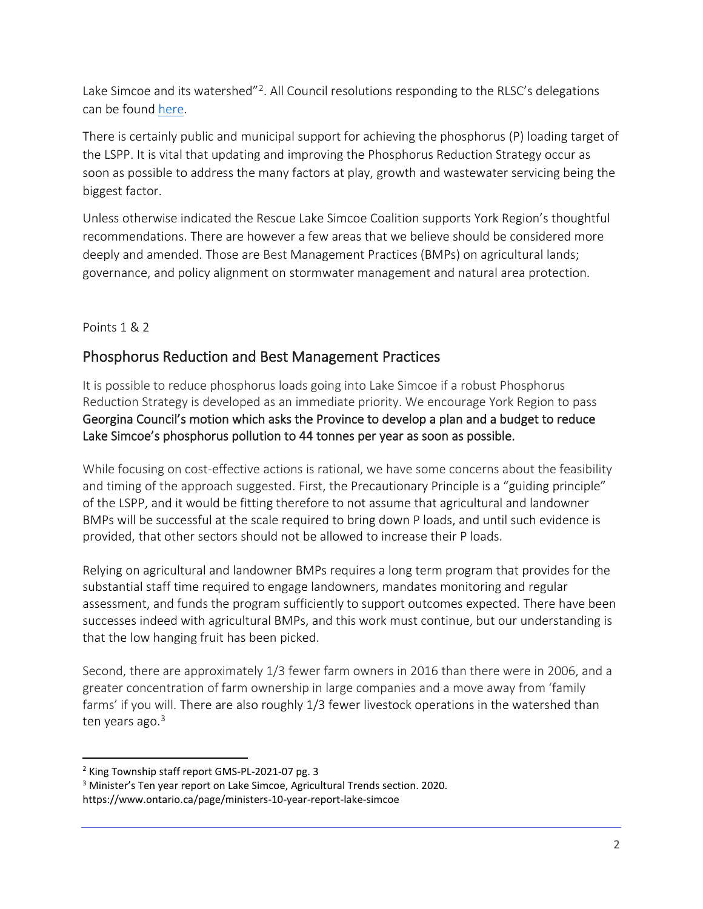Lake Simcoe and its watershed"[2]. All Council resolutions responding to the RLSC's delegations can be found here.

There is certainly public and municipal support for achieving the phosphorus (P) loading target of the LSPP. It is vital that updating and improving the Phosphorus Reduction Strategy occur as soon as possible to address the many factors at play, growth and wastewater servicing being the biggest factor.

Unless otherwise indicated the Rescue Lake Simcoe Coalition supports York Region's thoughtful recommendations. There are however a few areas that we believe should be considered more deeply and amended. Those are Best Management Practices (BMPs) on agricultural lands; governance, and policy alignment on stormwater management and natural area protection.

Points 1 & 2

## Phosphorus Reduction and Best Management Practices

It is possible to reduce phosphorus loads going into Lake Simcoe if a robust Phosphorus Reduction Strategy is developed as an immediate priority. We encourage York Region to pass **Georgina Council's motion which asks the Province to develop a plan and a budget to reduce Lake Simcoe's phosphorus pollution to 44 tonnes per year as soon as possible.**

While focusing on cost-effective actions is rational, we have some concerns about the feasibility and timing of the approach suggested. First, the Precautionary Principle is a "guiding principle" of the LSPP, and it would be fitting therefore to not assume that agricultural and landowner BMPs will be successful at the scale required to bring down P loads, and until such evidence is provided, that other sectors should not be allowed to increase their P loads.

Relying on agricultural and landowner BMPs requires a long term program that provides for the substantial staff time required to engage landowners, mandates monitoring and regular assessment, and funds the program sufficiently to support outcomes expected. There have been successes indeed with agricultural BMPs, and this work must continue, but our understanding is that the low hanging fruit has been picked.

Second, there are approximately 1/3 fewer farm owners in 2016 than there were in 2006, and a greater concentration of farm ownership in large companies and a move away from 'family farms' if you will. There are also roughly 1/3 fewer livestock operations in the watershed than ten years ago.[3]

---

[2] King Township staff report GMS-PL-2021-07 pg. 3

[3] Minister's Ten year report on Lake Simcoe, Agricultural Trends section. 2020. https://www.ontario.ca/page/ministers-10-year-report-lake-simcoe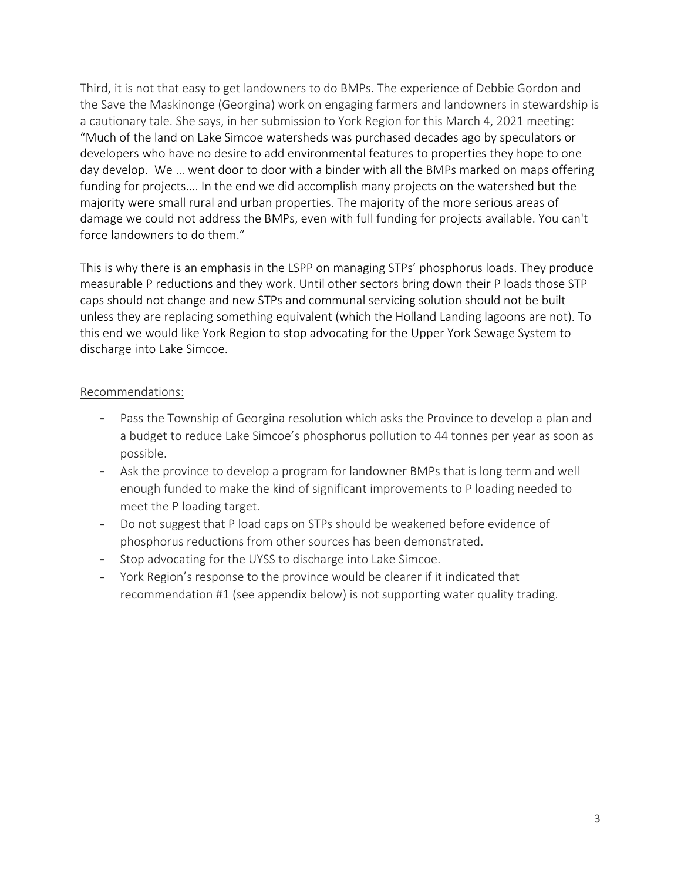Third, it is not that easy to get landowners to do BMPs. The experience of Debbie Gordon and the Save the Maskinonge (Georgina) work on engaging farmers and landowners in stewardship is a cautionary tale. She says, in her submission to York Region for this March 4, 2021 meeting: "Much of the land on Lake Simcoe watersheds was purchased decades ago by speculators or developers who have no desire to add environmental features to properties they hope to one day develop. We … went door to door with a binder with all the BMPs marked on maps offering funding for projects…. In the end we did accomplish many projects on the watershed but the majority were small rural and urban properties. The majority of the more serious areas of damage we could not address the BMPs, even with full funding for projects available. You can't force landowners to do them."

This is why there is an emphasis in the LSPP on managing STPs' phosphorus loads. They produce measurable P reductions and they work. Until other sectors bring down their P loads those STP caps should not change and new STPs and communal servicing solution should not be built unless they are replacing something equivalent (which the Holland Landing lagoons are not). To this end we would like York Region to stop advocating for the Upper York Sewage System to discharge into Lake Simcoe.

Recommendations:

- Pass the Township of Georgina resolution which asks the Province to develop a plan and a budget to reduce Lake Simcoe's phosphorus pollution to 44 tonnes per year as soon as possible.
- Ask the province to develop a program for landowner BMPs that is long term and well enough funded to make the kind of significant improvements to P loading needed to meet the P loading target.
- Do not suggest that P load caps on STPs should be weakened before evidence of phosphorus reductions from other sources has been demonstrated.
- Stop advocating for the UYSS to discharge into Lake Simcoe.
- York Region's response to the province would be clearer if it indicated that recommendation #1 (see appendix below) is not supporting water quality trading.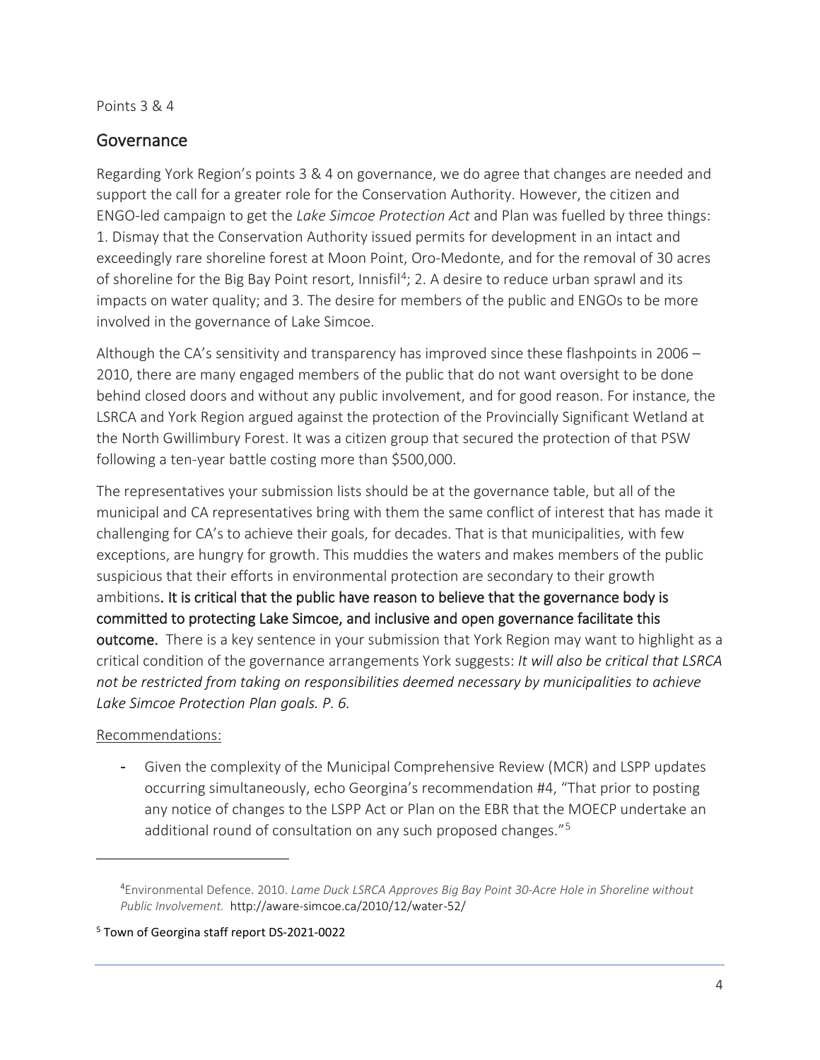Points 3 & 4

## Governance

Regarding York Region's points 3 & 4 on governance, we do agree that changes are needed and support the call for a greater role for the Conservation Authority. However, the citizen and ENGO-led campaign to get the *Lake Simcoe Protection Act* and Plan was fuelled by three things: 1. Dismay that the Conservation Authority issued permits for development in an intact and exceedingly rare shoreline forest at Moon Point, Oro-Medonte, and for the removal of 30 acres of shoreline for the Big Bay Point resort, Innisfil[4]; 2. A desire to reduce urban sprawl and its impacts on water quality; and 3. The desire for members of the public and ENGOs to be more involved in the governance of Lake Simcoe.

Although the CA's sensitivity and transparency has improved since these flashpoints in 2006 – 2010, there are many engaged members of the public that do not want oversight to be done behind closed doors and without any public involvement, and for good reason. For instance, the LSRCA and York Region argued against the protection of the Provincially Significant Wetland at the North Gwillimbury Forest. It was a citizen group that secured the protection of that PSW following a ten-year battle costing more than $500,000.

The representatives your submission lists should be at the governance table, but all of the municipal and CA representatives bring with them the same conflict of interest that has made it challenging for CA's to achieve their goals, for decades. That is that municipalities, with few exceptions, are hungry for growth. This muddies the waters and makes members of the public suspicious that their efforts in environmental protection are secondary to their growth ambitions**. It is critical that the public have reason to believe that the governance body is committed to protecting Lake Simcoe, and inclusive and open governance facilitate this outcome.** There is a key sentence in your submission that York Region may want to highlight as a critical condition of the governance arrangements York suggests: *It will also be critical that LSRCA not be restricted from taking on responsibilities deemed necessary by municipalities to achieve Lake Simcoe Protection Plan goals. P. 6.*

Recommendations:

- Given the complexity of the Municipal Comprehensive Review (MCR) and LSPP updates occurring simultaneously, echo Georgina's recommendation #4, "That prior to posting any notice of changes to the LSPP Act or Plan on the EBR that the MOECP undertake an additional round of consultation on any such proposed changes."[5]

---

[4] Environmental Defence. 2010. *Lame Duck LSRCA Approves Big Bay Point 30-Acre Hole in Shoreline without Public Involvement.* http://aware-simcoe.ca/2010/12/water-52/

[5] Town of Georgina staff report DS-2021-0022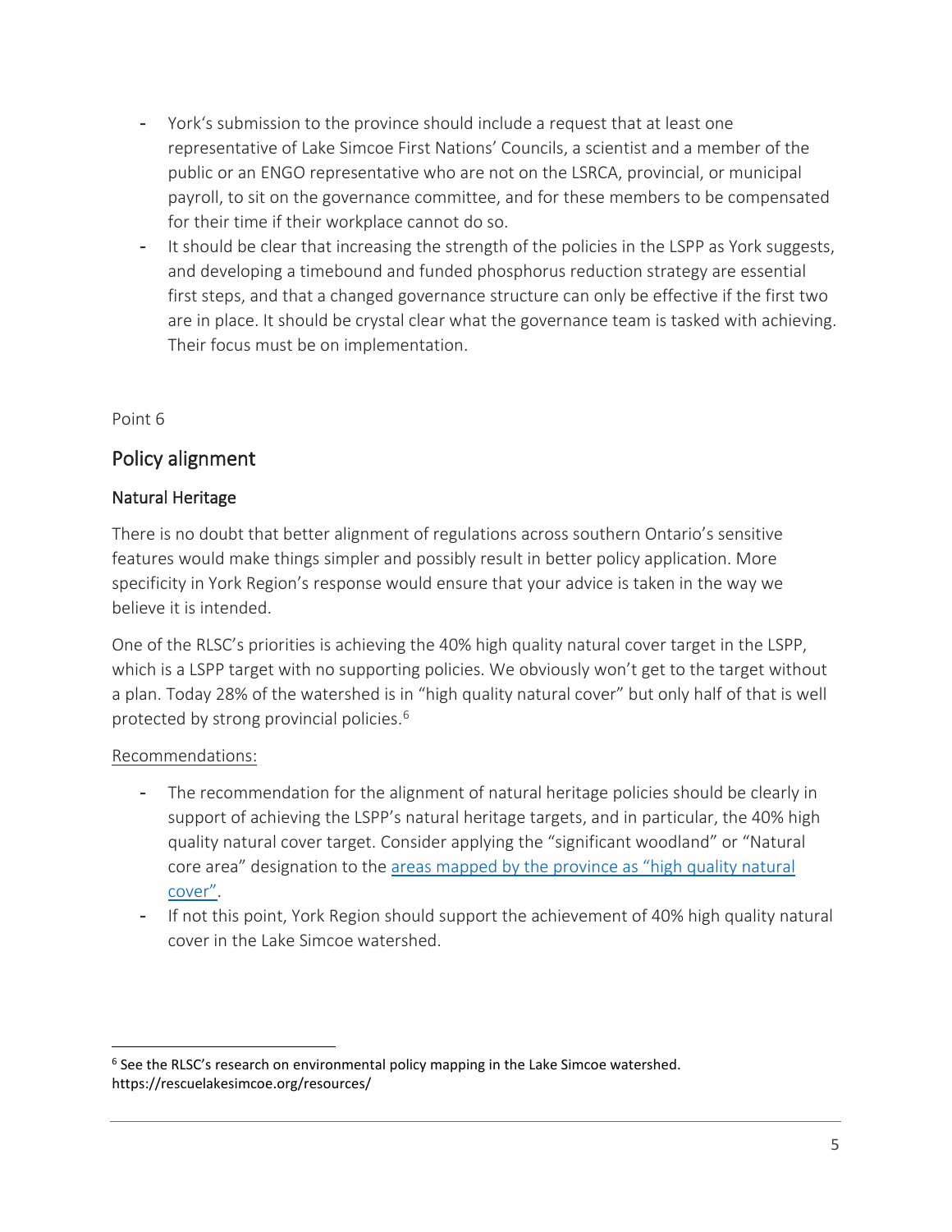- York's submission to the province should include a request that at least one representative of Lake Simcoe First Nations' Councils, a scientist and a member of the public or an ENGO representative who are not on the LSRCA, provincial, or municipal payroll, to sit on the governance committee, and for these members to be compensated for their time if their workplace cannot do so.
- It should be clear that increasing the strength of the policies in the LSPP as York suggests, and developing a timebound and funded phosphorus reduction strategy are essential first steps, and that a changed governance structure can only be effective if the first two are in place. It should be crystal clear what the governance team is tasked with achieving. Their focus must be on implementation.

Point 6

## Policy alignment

### Natural Heritage

There is no doubt that better alignment of regulations across southern Ontario's sensitive features would make things simpler and possibly result in better policy application. More specificity in York Region's response would ensure that your advice is taken in the way we believe it is intended.

One of the RLSC's priorities is achieving the 40% high quality natural cover target in the LSPP, which is a LSPP target with no supporting policies. We obviously won't get to the target without a plan. Today 28% of the watershed is in "high quality natural cover" but only half of that is well protected by strong provincial policies.[6]

<u>Recommendations:</u>

- The recommendation for the alignment of natural heritage policies should be clearly in support of achieving the LSPP's natural heritage targets, and in particular, the 40% high quality natural cover target. Consider applying the "significant woodland" or "Natural core area" designation to the areas mapped by the province as "high quality natural cover".
- If not this point, York Region should support the achievement of 40% high quality natural cover in the Lake Simcoe watershed.

[6] See the RLSC's research on environmental policy mapping in the Lake Simcoe watershed. https://rescuelakesimcoe.org/resources/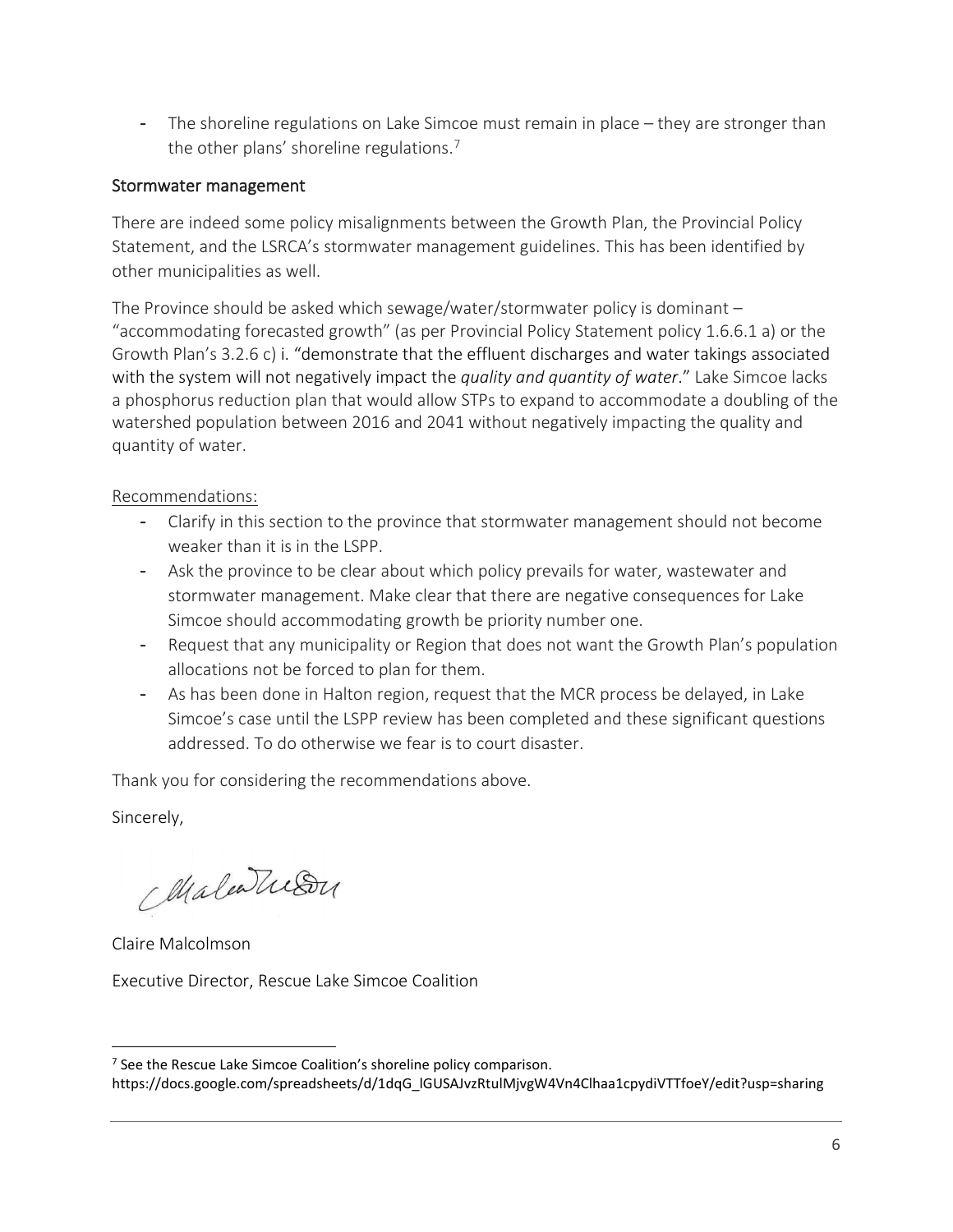- The shoreline regulations on Lake Simcoe must remain in place – they are stronger than the other plans' shoreline regulations.[7]

## Stormwater management

There are indeed some policy misalignments between the Growth Plan, the Provincial Policy Statement, and the LSRCA's stormwater management guidelines. This has been identified by other municipalities as well.

The Province should be asked which sewage/water/stormwater policy is dominant – "accommodating forecasted growth" (as per Provincial Policy Statement policy 1.6.6.1 a) or the Growth Plan's 3.2.6 c) i. "demonstrate that the effluent discharges and water takings associated with the system will not negatively impact the *quality and quantity of water*." Lake Simcoe lacks a phosphorus reduction plan that would allow STPs to expand to accommodate a doubling of the watershed population between 2016 and 2041 without negatively impacting the quality and quantity of water.

Recommendations:

- Clarify in this section to the province that stormwater management should not become weaker than it is in the LSPP.
- Ask the province to be clear about which policy prevails for water, wastewater and stormwater management. Make clear that there are negative consequences for Lake Simcoe should accommodating growth be priority number one.
- Request that any municipality or Region that does not want the Growth Plan's population allocations not be forced to plan for them.
- As has been done in Halton region, request that the MCR process be delayed, in Lake Simcoe's case until the LSPP review has been completed and these significant questions addressed. To do otherwise we fear is to court disaster.

Thank you for considering the recommendations above.

Sincerely,

Claire Malcolmson

Executive Director, Rescue Lake Simcoe Coalition

---

[7] See the Rescue Lake Simcoe Coalition's shoreline policy comparison. https://docs.google.com/spreadsheets/d/1dqG_lGUSAJvzRtulMjvgW4Vn4Clhaa1cpydiVTTfoeY/edit?usp=sharing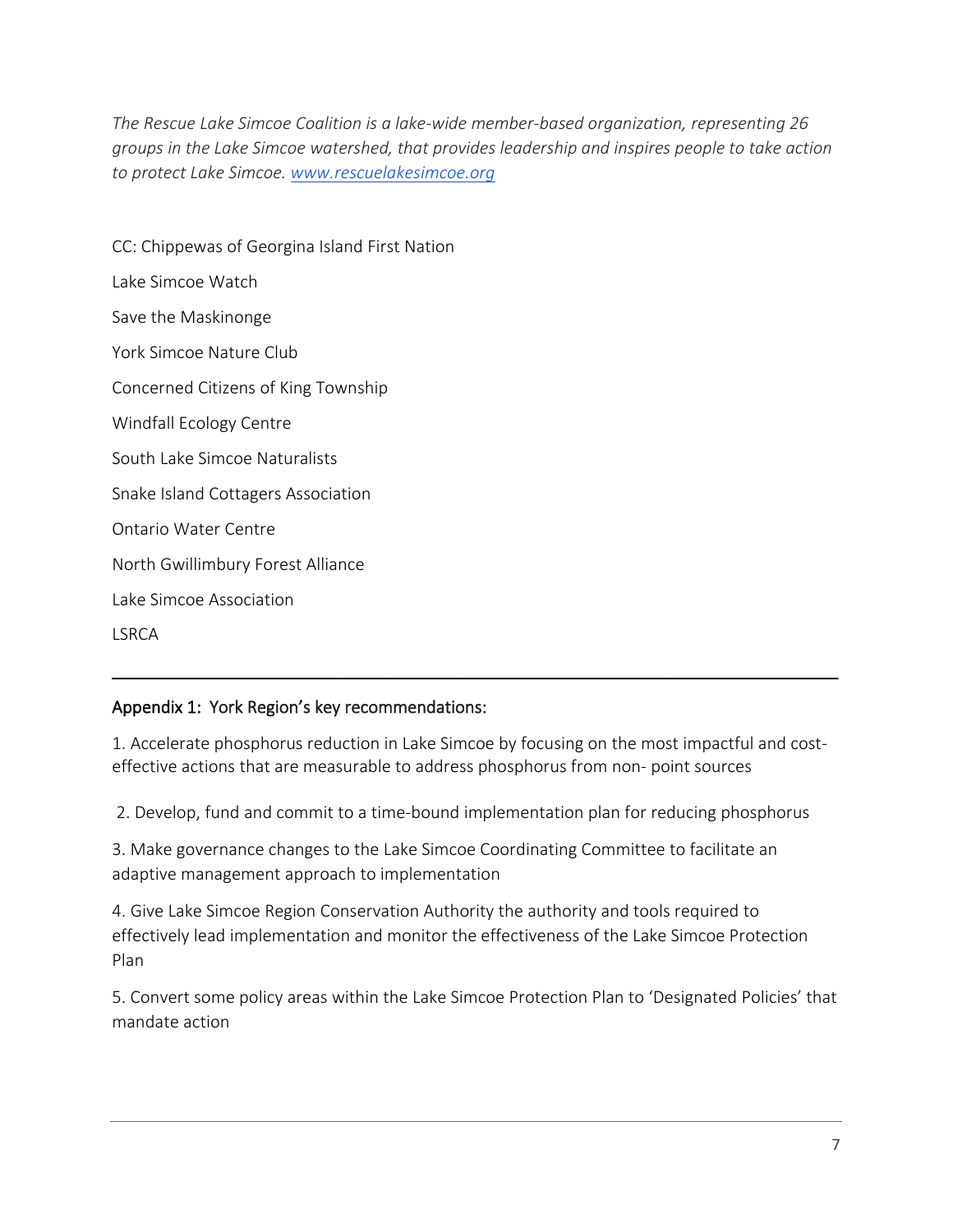*The Rescue Lake Simcoe Coalition is a lake-wide member-based organization, representing 26 groups in the Lake Simcoe watershed, that provides leadership and inspires people to take action to protect Lake Simcoe. [www.rescuelakesimcoe.org](http://www.rescuelakesimcoe.org)*

CC: Chippewas of Georgina Island First Nation

Lake Simcoe Watch

Save the Maskinonge

York Simcoe Nature Club

Concerned Citizens of King Township

Windfall Ecology Centre

South Lake Simcoe Naturalists

Snake Island Cottagers Association

Ontario Water Centre

North Gwillimbury Forest Alliance

Lake Simcoe Association

LSRCA

---

## Appendix 1: York Region's key recommendations:

1. Accelerate phosphorus reduction in Lake Simcoe by focusing on the most impactful and cost-effective actions that are measurable to address phosphorus from non- point sources

2. Develop, fund and commit to a time-bound implementation plan for reducing phosphorus

3. Make governance changes to the Lake Simcoe Coordinating Committee to facilitate an adaptive management approach to implementation

4. Give Lake Simcoe Region Conservation Authority the authority and tools required to effectively lead implementation and monitor the effectiveness of the Lake Simcoe Protection Plan

5. Convert some policy areas within the Lake Simcoe Protection Plan to 'Designated Policies' that mandate action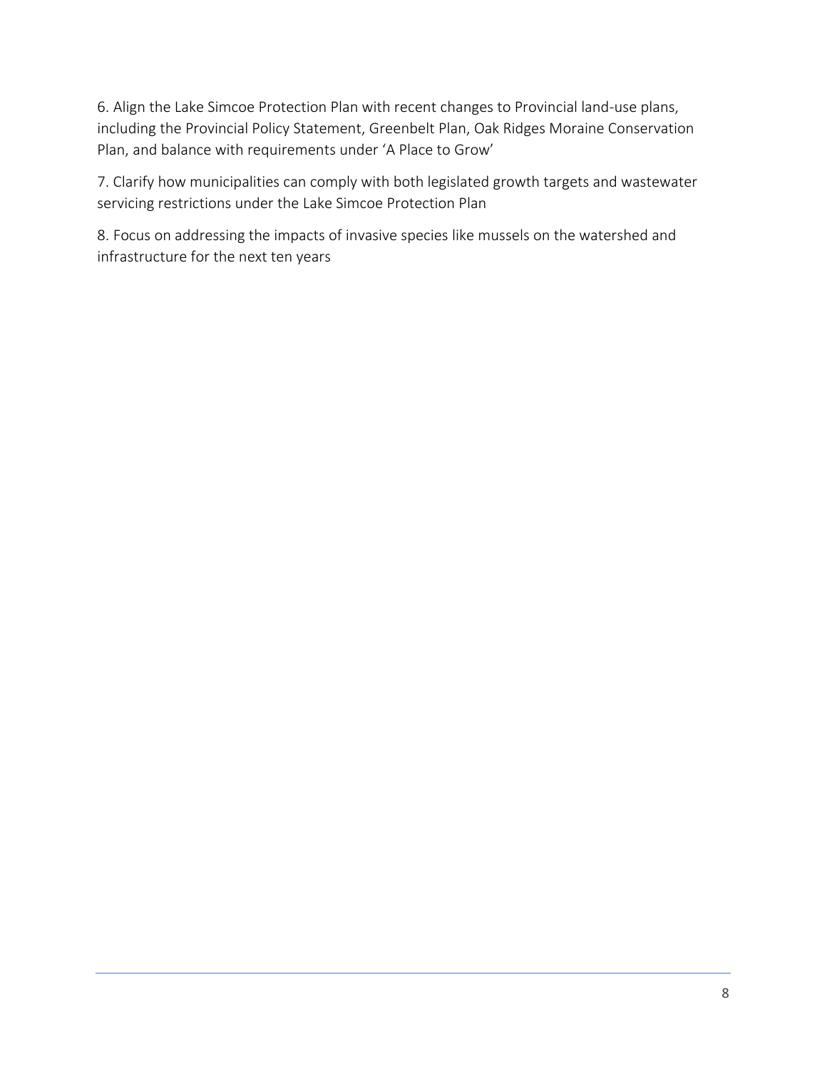6. Align the Lake Simcoe Protection Plan with recent changes to Provincial land-use plans, including the Provincial Policy Statement, Greenbelt Plan, Oak Ridges Moraine Conservation Plan, and balance with requirements under 'A Place to Grow'

7. Clarify how municipalities can comply with both legislated growth targets and wastewater servicing restrictions under the Lake Simcoe Protection Plan

8. Focus on addressing the impacts of invasive species like mussels on the watershed and infrastructure for the next ten years